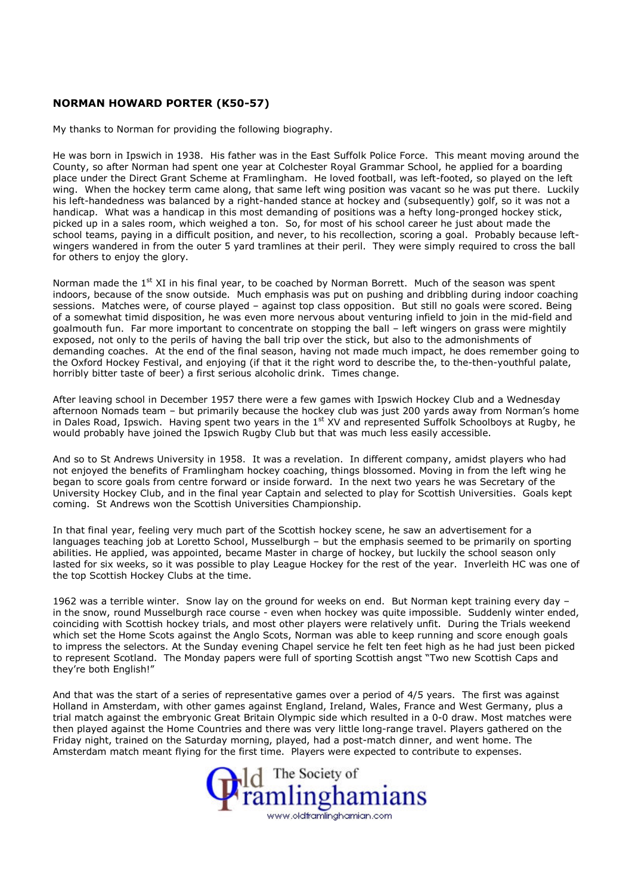**NORMAN HOWARD PORTER (K50-57)**

My thanks to Norman for providing the following biography.

He was born in Ipswich in 1938. His father was in the East Suffolk Police Force. This meant moving around the County, so after Norman had spent one year at Colchester Royal Grammar School, he applied for a boarding place under the Direct Grant Scheme at Framlingham. He loved football, was left-footed, so played on the left wing. When the hockey term came along, that same left wing position was vacant so he was put there. Luckily his left-handedness was balanced by a right-handed stance at hockey and (subsequently) golf, so it was not a handicap. What was a handicap in this most demanding of positions was a hefty long-pronged hockey stick, picked up in a sales room, which weighed a ton. So, for most of his school career he just about made the school teams, paying in a difficult position, and never, to his recollection, scoring a goal. Probably because left-wingers wandered in from the outer 5 yard tramlines at their peril. They were simply required to cross the ball for others to enjoy the glory.

Norman made the 1st XI in his final year, to be coached by Norman Borrett. Much of the season was spent indoors, because of the snow outside. Much emphasis was put on pushing and dribbling during indoor coaching sessions. Matches were, of course played – against top class opposition. But still no goals were scored. Being of a somewhat timid disposition, he was even more nervous about venturing infield to join in the mid-field and goalmouth fun. Far more important to concentrate on stopping the ball – left wingers on grass were mightily exposed, not only to the perils of having the ball trip over the stick, but also to the admonishments of demanding coaches. At the end of the final season, having not made much impact, he does remember going to the Oxford Hockey Festival, and enjoying (if that it the right word to describe the, to the-then-youthful palate, horribly bitter taste of beer) a first serious alcoholic drink. Times change.

After leaving school in December 1957 there were a few games with Ipswich Hockey Club and a Wednesday afternoon Nomads team – but primarily because the hockey club was just 200 yards away from Norman's home in Dales Road, Ipswich. Having spent two years in the 1st XV and represented Suffolk Schoolboys at Rugby, he would probably have joined the Ipswich Rugby Club but that was much less easily accessible.

And so to St Andrews University in 1958. It was a revelation. In different company, amidst players who had not enjoyed the benefits of Framlingham hockey coaching, things blossomed. Moving in from the left wing he began to score goals from centre forward or inside forward. In the next two years he was Secretary of the University Hockey Club, and in the final year Captain and selected to play for Scottish Universities. Goals kept coming. St Andrews won the Scottish Universities Championship.

In that final year, feeling very much part of the Scottish hockey scene, he saw an advertisement for a languages teaching job at Loretto School, Musselburgh – but the emphasis seemed to be primarily on sporting abilities. He applied, was appointed, became Master in charge of hockey, but luckily the school season only lasted for six weeks, so it was possible to play League Hockey for the rest of the year. Inverleith HC was one of the top Scottish Hockey Clubs at the time.

1962 was a terrible winter. Snow lay on the ground for weeks on end. But Norman kept training every day – in the snow, round Musselburgh race course - even when hockey was quite impossible. Suddenly winter ended, coinciding with Scottish hockey trials, and most other players were relatively unfit. During the Trials weekend which set the Home Scots against the Anglo Scots, Norman was able to keep running and score enough goals to impress the selectors. At the Sunday evening Chapel service he felt ten feet high as he had just been picked to represent Scotland. The Monday papers were full of sporting Scottish angst "Two new Scottish Caps and they're both English!"

And that was the start of a series of representative games over a period of 4/5 years. The first was against Holland in Amsterdam, with other games against England, Ireland, Wales, France and West Germany, plus a trial match against the embryonic Great Britain Olympic side which resulted in a 0-0 draw. Most matches were then played against the Home Countries and there was very little long-range travel. Players gathered on the Friday night, trained on the Saturday morning, played, had a post-match dinner, and went home. The Amsterdam match meant flying for the first time. Players were expected to contribute to expenses.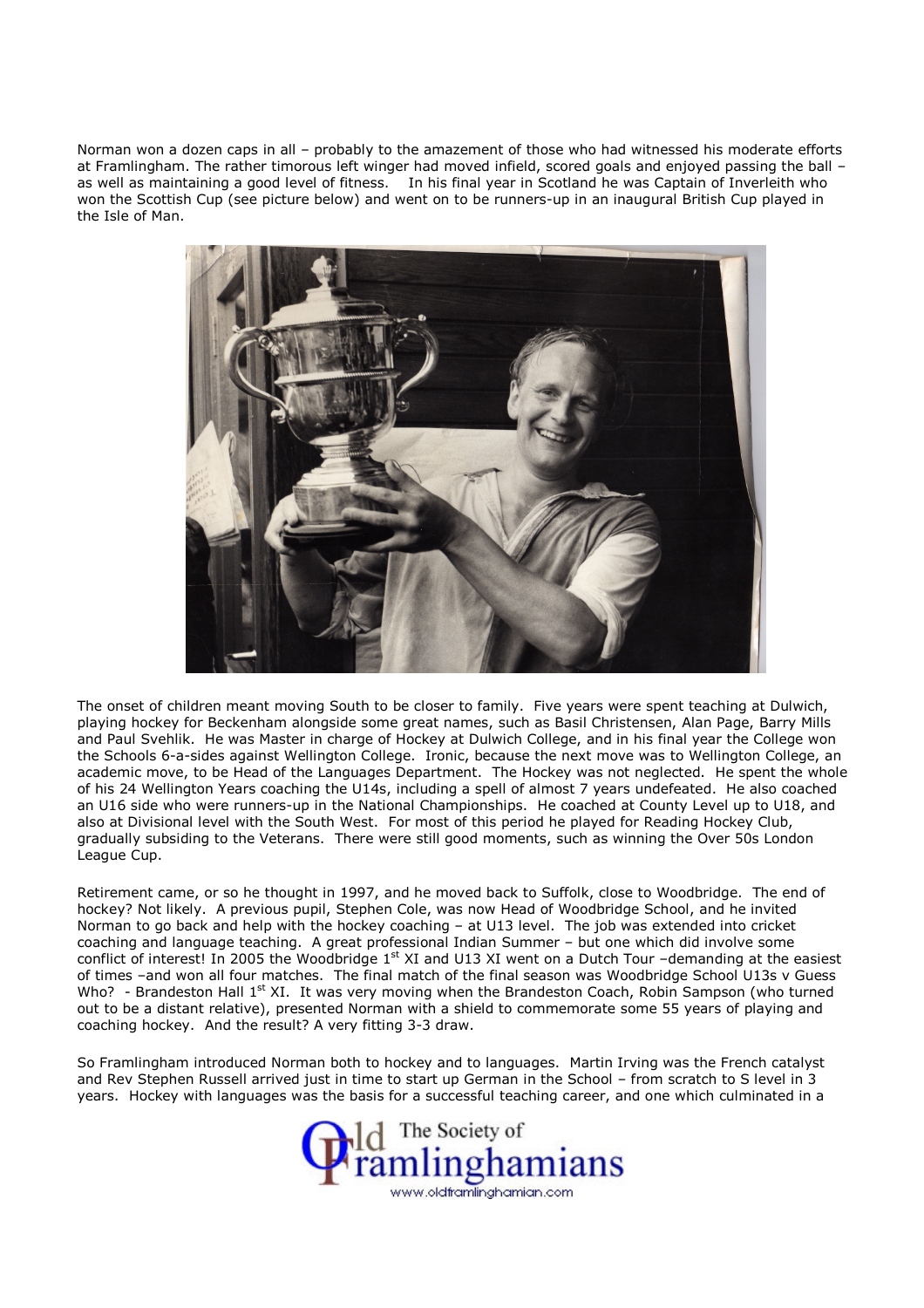Norman won a dozen caps in all – probably to the amazement of those who had witnessed his moderate efforts at Framlingham. The rather timorous left winger had moved infield, scored goals and enjoyed passing the ball – as well as maintaining a good level of fitness. In his final year in Scotland he was Captain of Inverleith who won the Scottish Cup (see picture below) and went on to be runners-up in an inaugural British Cup played in the Isle of Man.

The onset of children meant moving South to be closer to family. Five years were spent teaching at Dulwich, playing hockey for Beckenham alongside some great names, such as Basil Christensen, Alan Page, Barry Mills and Paul Svehlik. He was Master in charge of Hockey at Dulwich College, and in his final year the College won the Schools 6-a-sides against Wellington College. Ironic, because the next move was to Wellington College, an academic move, to be Head of the Languages Department. The Hockey was not neglected. He spent the whole of his 24 Wellington Years coaching the U14s, including a spell of almost 7 years undefeated. He also coached an U16 side who were runners-up in the National Championships. He coached at County Level up to U18, and also at Divisional level with the South West. For most of this period he played for Reading Hockey Club, gradually subsiding to the Veterans. There were still good moments, such as winning the Over 50s London League Cup.

Retirement came, or so he thought in 1997, and he moved back to Suffolk, close to Woodbridge. The end of hockey? Not likely. A previous pupil, Stephen Cole, was now Head of Woodbridge School, and he invited Norman to go back and help with the hockey coaching – at U13 level. The job was extended into cricket coaching and language teaching. A great professional Indian Summer – but one which did involve some conflict of interest! In 2005 the Woodbridge 1st XI and U13 XI went on a Dutch Tour –demanding at the easiest of times –and won all four matches. The final match of the final season was Woodbridge School U13s v Guess Who? - Brandeston Hall 1st XI. It was very moving when the Brandeston Coach, Robin Sampson (who turned out to be a distant relative), presented Norman with a shield to commemorate some 55 years of playing and coaching hockey. And the result? A very fitting 3-3 draw.

So Framlingham introduced Norman both to hockey and to languages. Martin Irving was the French catalyst and Rev Stephen Russell arrived just in time to start up German in the School – from scratch to S level in 3 years. Hockey with languages was the basis for a successful teaching career, and one which culminated in a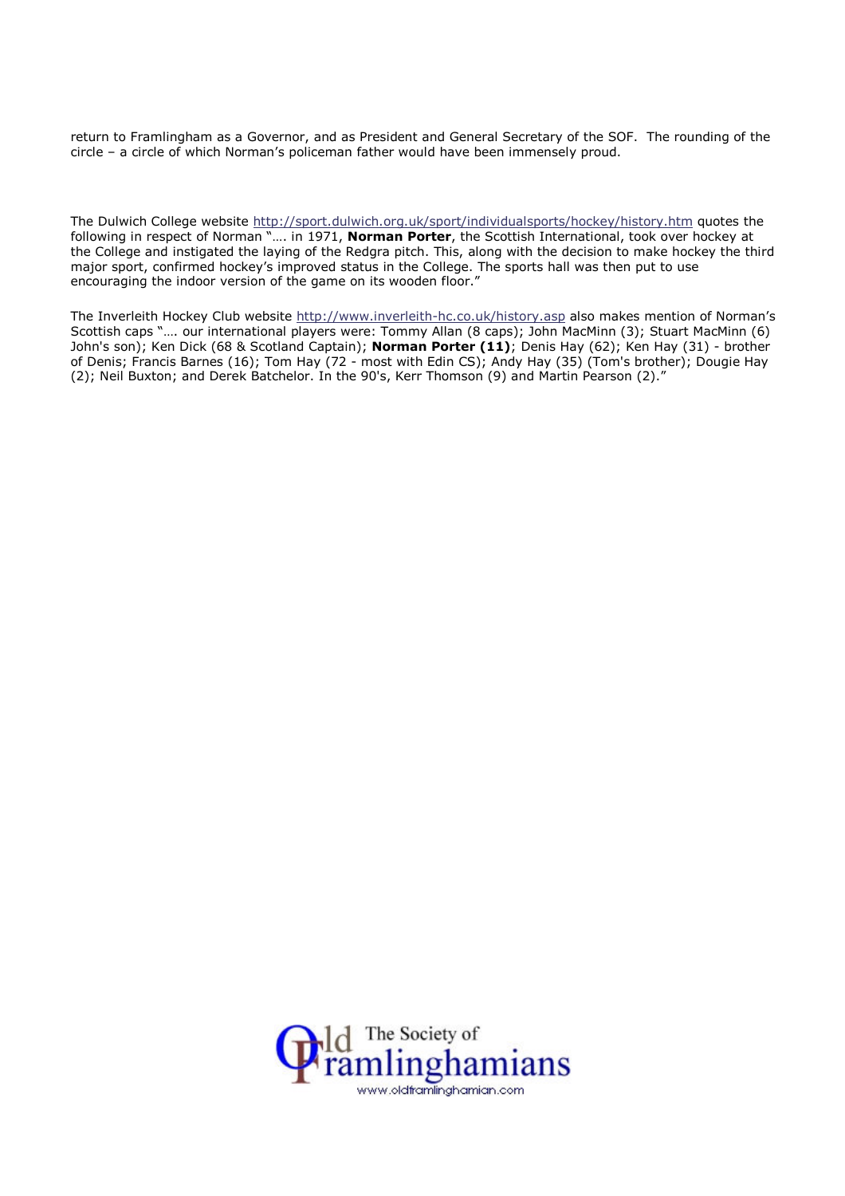return to Framlingham as a Governor, and as President and General Secretary of the SOF. The rounding of the circle – a circle of which Norman's policeman father would have been immensely proud.

The Dulwich College website http://sport.dulwich.org.uk/sport/individualsports/hockey/history.htm quotes the following in respect of Norman "…. in 1971, **Norman Porter**, the Scottish International, took over hockey at the College and instigated the laying of the Redgra pitch. This, along with the decision to make hockey the third major sport, confirmed hockey's improved status in the College. The sports hall was then put to use encouraging the indoor version of the game on its wooden floor."

The Inverleith Hockey Club website http://www.inverleith-hc.co.uk/history.asp also makes mention of Norman's Scottish caps "…. our international players were: Tommy Allan (8 caps); John MacMinn (3); Stuart MacMinn (6) John's son); Ken Dick (68 & Scotland Captain); **Norman Porter (11)**; Denis Hay (62); Ken Hay (31) - brother of Denis; Francis Barnes (16); Tom Hay (72 - most with Edin CS); Andy Hay (35) (Tom's brother); Dougie Hay (2); Neil Buxton; and Derek Batchelor. In the 90's, Kerr Thomson (9) and Martin Pearson (2)."